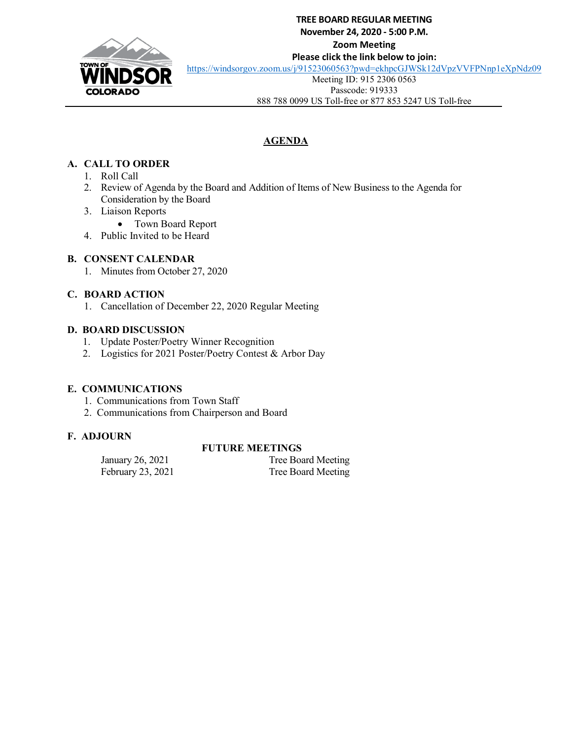**TREE BOARD REGULAR MEETING**
**November 24, 2020 - 5:00 P.M.**
**Zoom Meeting**
**Please click the link below to join:**
https://windsorgov.zoom.us/j/91523060563?pwd=ekhpcGJWSk12dVpzVVFPNnp1eXpNdz09
Meeting ID: 915 2306 0563
Passcode: 919333
888 788 0099 US Toll-free or 877 853 5247 US Toll-free

# AGENDA

## A. CALL TO ORDER

1. Roll Call
2. Review of Agenda by the Board and Addition of Items of New Business to the Agenda for Consideration by the Board
3. Liaison Reports
   - Town Board Report
4. Public Invited to be Heard

## B. CONSENT CALENDAR

1. Minutes from October 27, 2020

## C. BOARD ACTION

1. Cancellation of December 22, 2020 Regular Meeting

## D. BOARD DISCUSSION

1. Update Poster/Poetry Winner Recognition
2. Logistics for 2021 Poster/Poetry Contest & Arbor Day

## E. COMMUNICATIONS

1. Communications from Town Staff
2. Communications from Chairperson and Board

## F. ADJOURN

**FUTURE MEETINGS**

| | |
|---|---|
| January 26, 2021 | Tree Board Meeting |
| February 23, 2021 | Tree Board Meeting |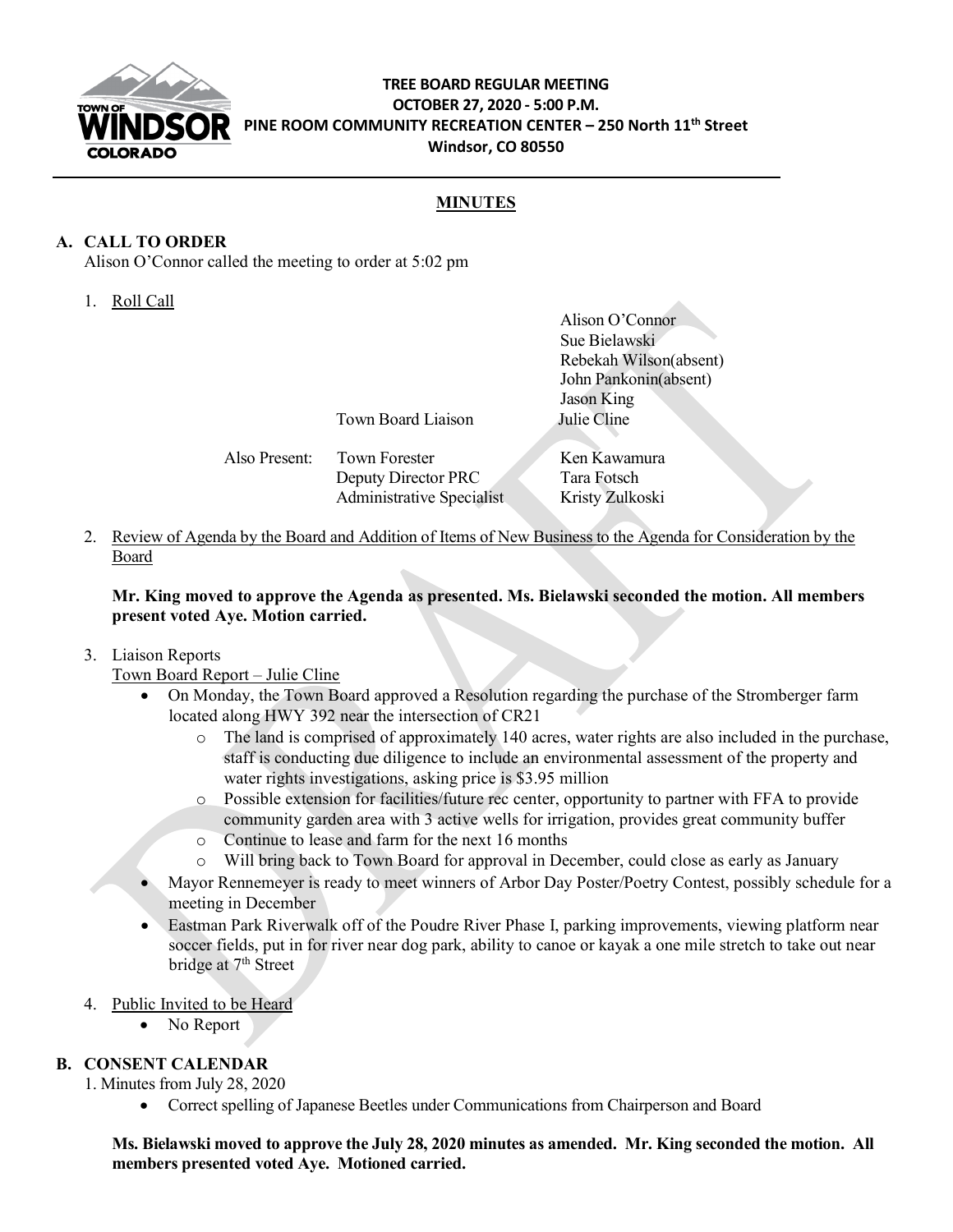**TREE BOARD REGULAR MEETING**
**OCTOBER 27, 2020 - 5:00 P.M.**
**PINE ROOM COMMUNITY RECREATION CENTER – 250 North 11th Street**
**Windsor, CO 80550**

## MINUTES

### A. CALL TO ORDER

Alison O'Connor called the meeting to order at 5:02 pm

1. Roll Call

| | | |
|---|---|---|
| | | Alison O'Connor |
| | | Sue Bielawski |
| | | Rebekah Wilson(absent) |
| | | John Pankonin(absent) |
| | | Jason King |
| | Town Board Liaison | Julie Cline |
| Also Present: | Town Forester | Ken Kawamura |
| | Deputy Director PRC | Tara Fotsch |
| | Administrative Specialist | Kristy Zulkoski |

2. Review of Agenda by the Board and Addition of Items of New Business to the Agenda for Consideration by the Board

**Mr. King moved to approve the Agenda as presented. Ms. Bielawski seconded the motion. All members present voted Aye. Motion carried.**

3. Liaison Reports

Town Board Report – Julie Cline

- On Monday, the Town Board approved a Resolution regarding the purchase of the Stromberger farm located along HWY 392 near the intersection of CR21
  - The land is comprised of approximately 140 acres, water rights are also included in the purchase, staff is conducting due diligence to include an environmental assessment of the property and water rights investigations, asking price is $3.95 million
  - Possible extension for facilities/future rec center, opportunity to partner with FFA to provide community garden area with 3 active wells for irrigation, provides great community buffer
  - Continue to lease and farm for the next 16 months
  - Will bring back to Town Board for approval in December, could close as early as January
- Mayor Rennemeyer is ready to meet winners of Arbor Day Poster/Poetry Contest, possibly schedule for a meeting in December
- Eastman Park Riverwalk off of the Poudre River Phase I, parking improvements, viewing platform near soccer fields, put in for river near dog park, ability to canoe or kayak a one mile stretch to take out near bridge at 7th Street

4. Public Invited to be Heard
   - No Report

### B. CONSENT CALENDAR

1. Minutes from July 28, 2020
   - Correct spelling of Japanese Beetles under Communications from Chairperson and Board

**Ms. Bielawski moved to approve the July 28, 2020 minutes as amended. Mr. King seconded the motion. All members presented voted Aye. Motioned carried.**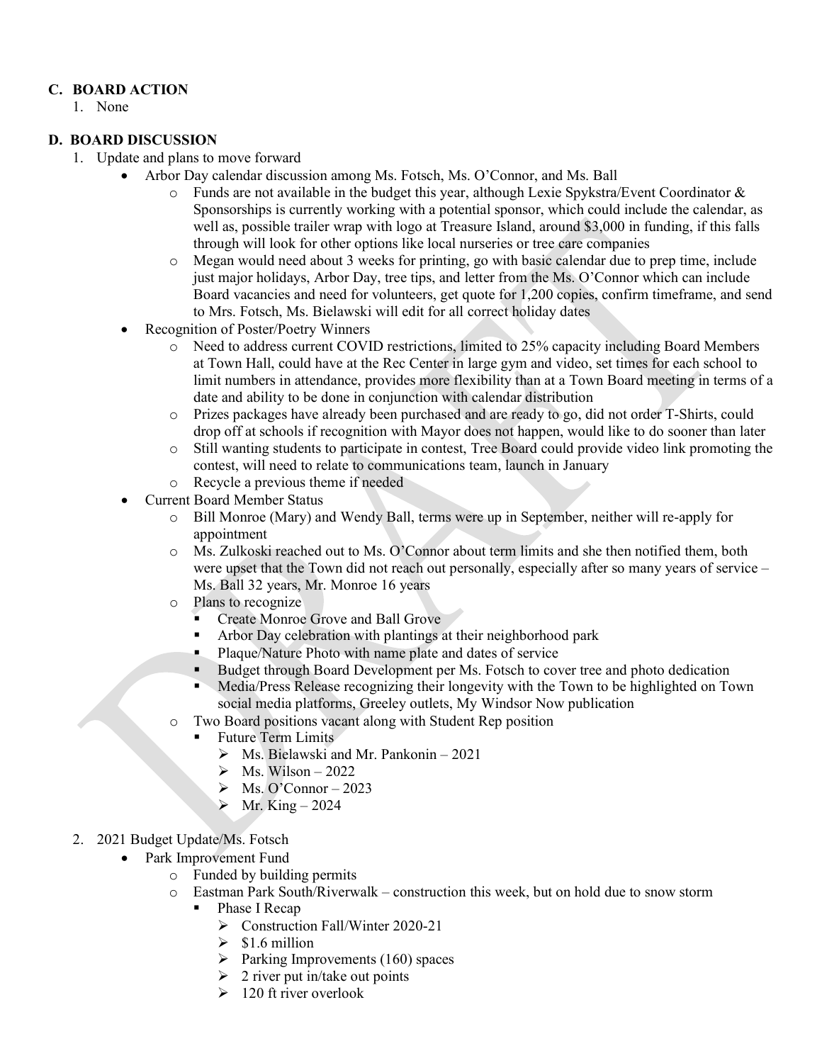## C. BOARD ACTION

1. None

## D. BOARD DISCUSSION

1. Update and plans to move forward
   - Arbor Day calendar discussion among Ms. Fotsch, Ms. O'Connor, and Ms. Ball
     - Funds are not available in the budget this year, although Lexie Spykstra/Event Coordinator & Sponsorships is currently working with a potential sponsor, which could include the calendar, as well as, possible trailer wrap with logo at Treasure Island, around $3,000 in funding, if this falls through will look for other options like local nurseries or tree care companies
     - Megan would need about 3 weeks for printing, go with basic calendar due to prep time, include just major holidays, Arbor Day, tree tips, and letter from the Ms. O'Connor which can include Board vacancies and need for volunteers, get quote for 1,200 copies, confirm timeframe, and send to Mrs. Fotsch, Ms. Bielawski will edit for all correct holiday dates
   - Recognition of Poster/Poetry Winners
     - Need to address current COVID restrictions, limited to 25% capacity including Board Members at Town Hall, could have at the Rec Center in large gym and video, set times for each school to limit numbers in attendance, provides more flexibility than at a Town Board meeting in terms of a date and ability to be done in conjunction with calendar distribution
     - Prizes packages have already been purchased and are ready to go, did not order T-Shirts, could drop off at schools if recognition with Mayor does not happen, would like to do sooner than later
     - Still wanting students to participate in contest, Tree Board could provide video link promoting the contest, will need to relate to communications team, launch in January
     - Recycle a previous theme if needed
   - Current Board Member Status
     - Bill Monroe (Mary) and Wendy Ball, terms were up in September, neither will re-apply for appointment
     - Ms. Zulkoski reached out to Ms. O'Connor about term limits and she then notified them, both were upset that the Town did not reach out personally, especially after so many years of service – Ms. Ball 32 years, Mr. Monroe 16 years
     - Plans to recognize
       - Create Monroe Grove and Ball Grove
       - Arbor Day celebration with plantings at their neighborhood park
       - Plaque/Nature Photo with name plate and dates of service
       - Budget through Board Development per Ms. Fotsch to cover tree and photo dedication
       - Media/Press Release recognizing their longevity with the Town to be highlighted on Town social media platforms, Greeley outlets, My Windsor Now publication
     - Two Board positions vacant along with Student Rep position
       - Future Term Limits
         - Ms. Bielawski and Mr. Pankonin – 2021
         - Ms. Wilson – 2022
         - Ms. O'Connor – 2023
         - Mr. King – 2024

2. 2021 Budget Update/Ms. Fotsch
   - Park Improvement Fund
     - Funded by building permits
     - Eastman Park South/Riverwalk – construction this week, but on hold due to snow storm
       - Phase I Recap
         - Construction Fall/Winter 2020-21
         - $1.6 million
         - Parking Improvements (160) spaces
         - 2 river put in/take out points
         - 120 ft river overlook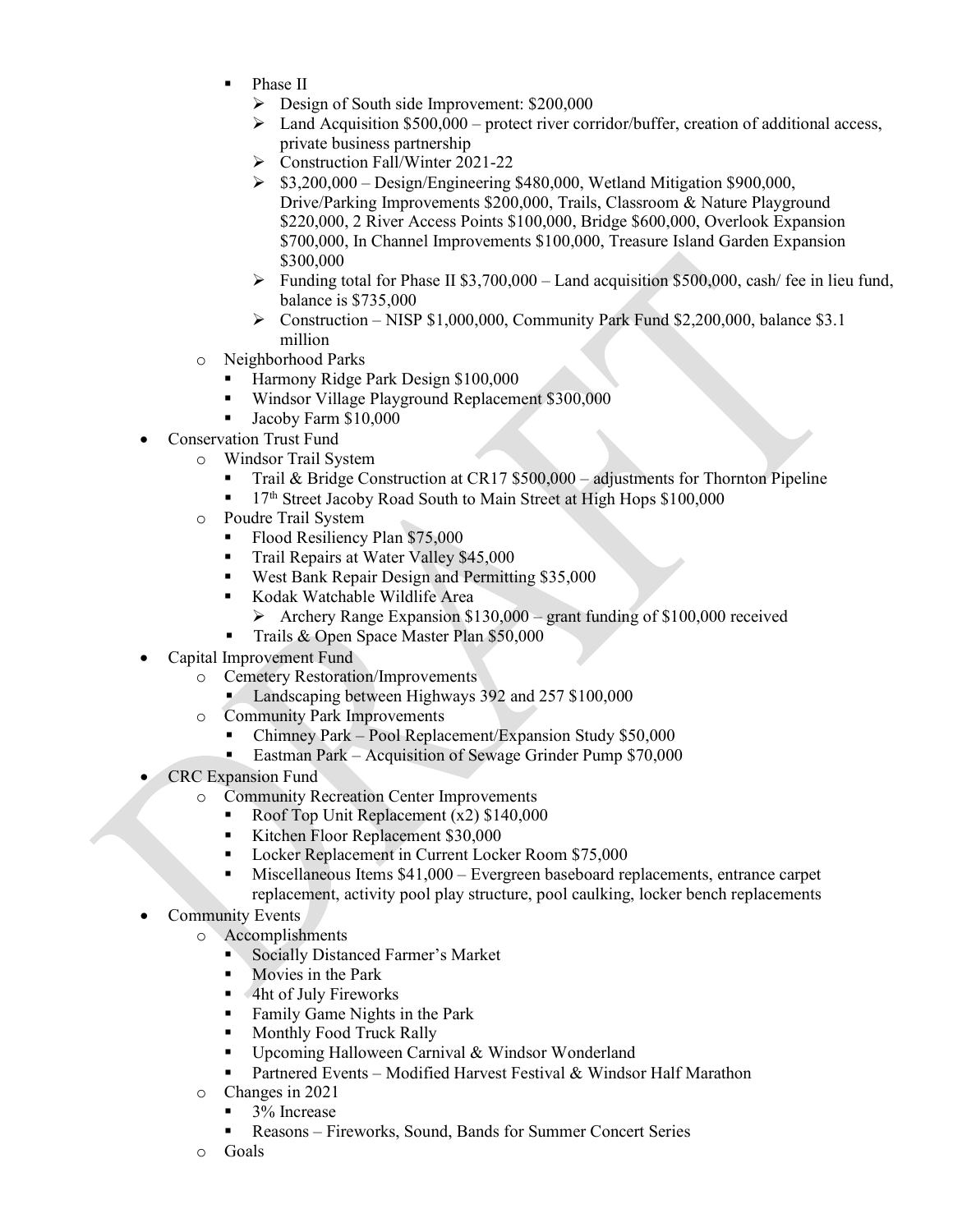- Phase II
  - Design of South side Improvement: $200,000
  - Land Acquisition $500,000 – protect river corridor/buffer, creation of additional access, private business partnership
  - Construction Fall/Winter 2021-22
  - $3,200,000 – Design/Engineering $480,000, Wetland Mitigation $900,000, Drive/Parking Improvements $200,000, Trails, Classroom & Nature Playground $220,000, 2 River Access Points $100,000, Bridge $600,000, Overlook Expansion $700,000, In Channel Improvements $100,000, Treasure Island Garden Expansion $300,000
  - Funding total for Phase II $3,700,000 – Land acquisition $500,000, cash/ fee in lieu fund, balance is $735,000
  - Construction – NISP $1,000,000, Community Park Fund $2,200,000, balance $3.1 million
- Neighborhood Parks
  - Harmony Ridge Park Design $100,000
  - Windsor Village Playground Replacement $300,000
  - Jacoby Farm $10,000

- Conservation Trust Fund
  - Windsor Trail System
    - Trail & Bridge Construction at CR17 $500,000 – adjustments for Thornton Pipeline
    - 17th Street Jacoby Road South to Main Street at High Hops $100,000
  - Poudre Trail System
    - Flood Resiliency Plan $75,000
    - Trail Repairs at Water Valley $45,000
    - West Bank Repair Design and Permitting $35,000
    - Kodak Watchable Wildlife Area
      - Archery Range Expansion $130,000 – grant funding of $100,000 received
    - Trails & Open Space Master Plan $50,000
- Capital Improvement Fund
  - Cemetery Restoration/Improvements
    - Landscaping between Highways 392 and 257 $100,000
  - Community Park Improvements
    - Chimney Park – Pool Replacement/Expansion Study $50,000
    - Eastman Park – Acquisition of Sewage Grinder Pump $70,000
- CRC Expansion Fund
  - Community Recreation Center Improvements
    - Roof Top Unit Replacement (x2) $140,000
    - Kitchen Floor Replacement $30,000
    - Locker Replacement in Current Locker Room $75,000
    - Miscellaneous Items $41,000 – Evergreen baseboard replacements, entrance carpet replacement, activity pool play structure, pool caulking, locker bench replacements
- Community Events
  - Accomplishments
    - Socially Distanced Farmer's Market
    - Movies in the Park
    - 4ht of July Fireworks
    - Family Game Nights in the Park
    - Monthly Food Truck Rally
    - Upcoming Halloween Carnival & Windsor Wonderland
    - Partnered Events – Modified Harvest Festival & Windsor Half Marathon
  - Changes in 2021
    - 3% Increase
    - Reasons – Fireworks, Sound, Bands for Summer Concert Series
  - Goals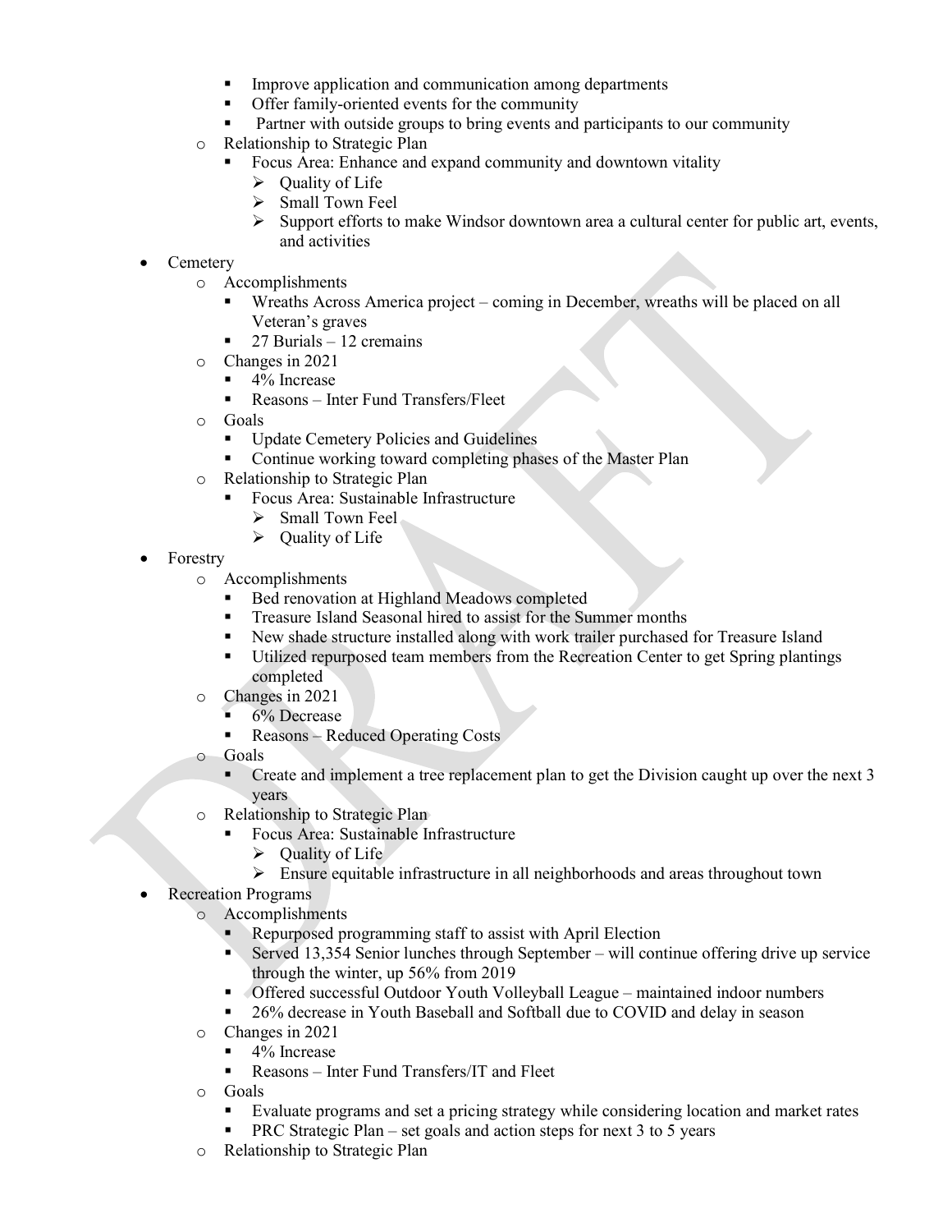- Improve application and communication among departments
    - Offer family-oriented events for the community
    - Partner with outside groups to bring events and participants to our community
  - Relationship to Strategic Plan
    - Focus Area: Enhance and expand community and downtown vitality
      - Quality of Life
      - Small Town Feel
      - Support efforts to make Windsor downtown area a cultural center for public art, events, and activities
- Cemetery
  - Accomplishments
    - Wreaths Across America project – coming in December, wreaths will be placed on all Veteran's graves
    - 27 Burials – 12 cremains
  - Changes in 2021
    - 4% Increase
    - Reasons – Inter Fund Transfers/Fleet
  - Goals
    - Update Cemetery Policies and Guidelines
    - Continue working toward completing phases of the Master Plan
  - Relationship to Strategic Plan
    - Focus Area: Sustainable Infrastructure
      - Small Town Feel
      - Quality of Life
- Forestry
  - Accomplishments
    - Bed renovation at Highland Meadows completed
    - Treasure Island Seasonal hired to assist for the Summer months
    - New shade structure installed along with work trailer purchased for Treasure Island
    - Utilized repurposed team members from the Recreation Center to get Spring plantings completed
  - Changes in 2021
    - 6% Decrease
    - Reasons – Reduced Operating Costs
  - Goals
    - Create and implement a tree replacement plan to get the Division caught up over the next 3 years
  - Relationship to Strategic Plan
    - Focus Area: Sustainable Infrastructure
      - Quality of Life
      - Ensure equitable infrastructure in all neighborhoods and areas throughout town
- Recreation Programs
  - Accomplishments
    - Repurposed programming staff to assist with April Election
    - Served 13,354 Senior lunches through September – will continue offering drive up service through the winter, up 56% from 2019
    - Offered successful Outdoor Youth Volleyball League – maintained indoor numbers
    - 26% decrease in Youth Baseball and Softball due to COVID and delay in season
  - Changes in 2021
    - 4% Increase
    - Reasons – Inter Fund Transfers/IT and Fleet
  - Goals
    - Evaluate programs and set a pricing strategy while considering location and market rates
    - PRC Strategic Plan – set goals and action steps for next 3 to 5 years
  - Relationship to Strategic Plan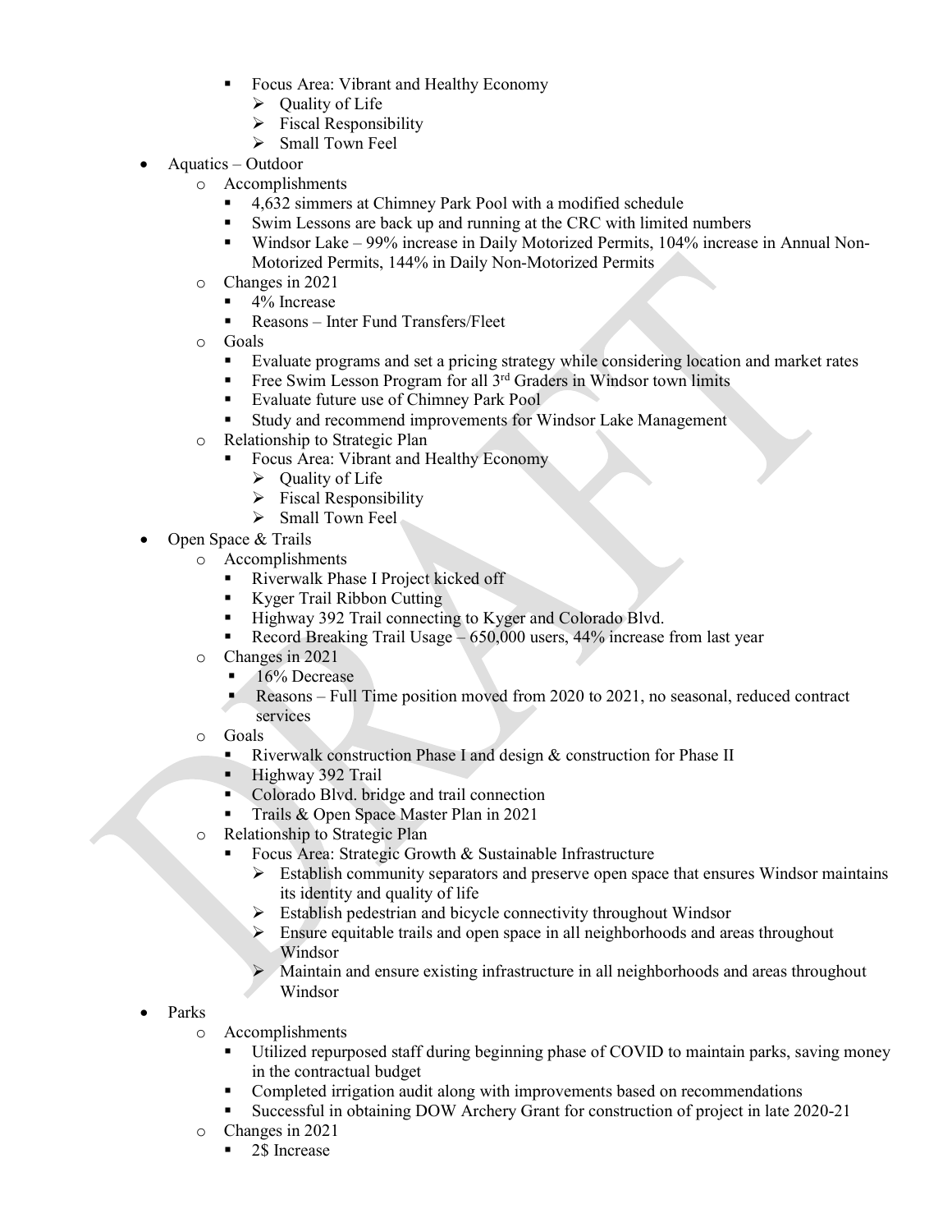- Focus Area: Vibrant and Healthy Economy
      - Quality of Life
      - Fiscal Responsibility
      - Small Town Feel
- Aquatics – Outdoor
  - Accomplishments
    - 4,632 simmers at Chimney Park Pool with a modified schedule
    - Swim Lessons are back up and running at the CRC with limited numbers
    - Windsor Lake – 99% increase in Daily Motorized Permits, 104% increase in Annual Non-Motorized Permits, 144% in Daily Non-Motorized Permits
  - Changes in 2021
    - 4% Increase
    - Reasons – Inter Fund Transfers/Fleet
  - Goals
    - Evaluate programs and set a pricing strategy while considering location and market rates
    - Free Swim Lesson Program for all 3rd Graders in Windsor town limits
    - Evaluate future use of Chimney Park Pool
    - Study and recommend improvements for Windsor Lake Management
  - Relationship to Strategic Plan
    - Focus Area: Vibrant and Healthy Economy
      - Quality of Life
      - Fiscal Responsibility
      - Small Town Feel
- Open Space & Trails
  - Accomplishments
    - Riverwalk Phase I Project kicked off
    - Kyger Trail Ribbon Cutting
    - Highway 392 Trail connecting to Kyger and Colorado Blvd.
    - Record Breaking Trail Usage – 650,000 users, 44% increase from last year
  - Changes in 2021
    - 16% Decrease
    - Reasons – Full Time position moved from 2020 to 2021, no seasonal, reduced contract services
  - Goals
    - Riverwalk construction Phase I and design & construction for Phase II
    - Highway 392 Trail
    - Colorado Blvd. bridge and trail connection
    - Trails & Open Space Master Plan in 2021
  - Relationship to Strategic Plan
    - Focus Area: Strategic Growth & Sustainable Infrastructure
      - Establish community separators and preserve open space that ensures Windsor maintains its identity and quality of life
      - Establish pedestrian and bicycle connectivity throughout Windsor
      - Ensure equitable trails and open space in all neighborhoods and areas throughout Windsor
      - Maintain and ensure existing infrastructure in all neighborhoods and areas throughout Windsor
- Parks
  - Accomplishments
    - Utilized repurposed staff during beginning phase of COVID to maintain parks, saving money in the contractual budget
    - Completed irrigation audit along with improvements based on recommendations
    - Successful in obtaining DOW Archery Grant for construction of project in late 2020-21
  - Changes in 2021
    - 2$ Increase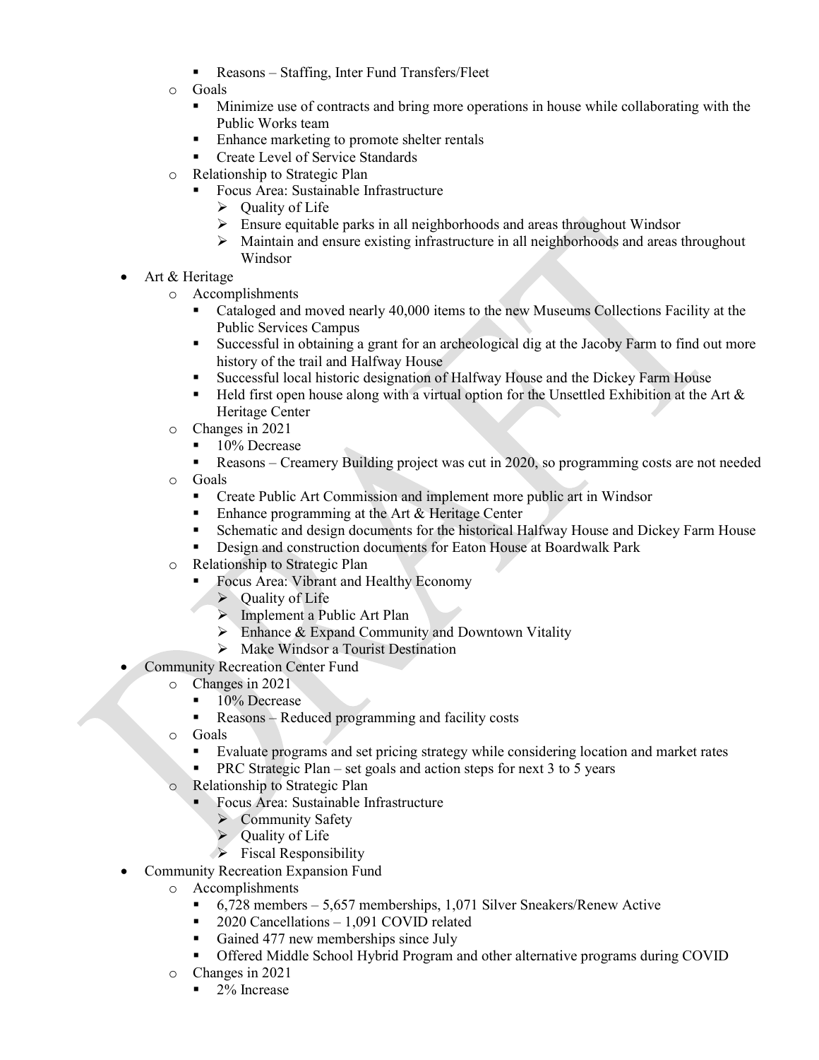- Reasons – Staffing, Inter Fund Transfers/Fleet
  - Goals
    - Minimize use of contracts and bring more operations in house while collaborating with the Public Works team
    - Enhance marketing to promote shelter rentals
    - Create Level of Service Standards
  - Relationship to Strategic Plan
    - Focus Area: Sustainable Infrastructure
      - Quality of Life
      - Ensure equitable parks in all neighborhoods and areas throughout Windsor
      - Maintain and ensure existing infrastructure in all neighborhoods and areas throughout Windsor
- Art & Heritage
  - Accomplishments
    - Cataloged and moved nearly 40,000 items to the new Museums Collections Facility at the Public Services Campus
    - Successful in obtaining a grant for an archeological dig at the Jacoby Farm to find out more history of the trail and Halfway House
    - Successful local historic designation of Halfway House and the Dickey Farm House
    - Held first open house along with a virtual option for the Unsettled Exhibition at the Art & Heritage Center
  - Changes in 2021
    - 10% Decrease
    - Reasons – Creamery Building project was cut in 2020, so programming costs are not needed
  - Goals
    - Create Public Art Commission and implement more public art in Windsor
    - Enhance programming at the Art & Heritage Center
    - Schematic and design documents for the historical Halfway House and Dickey Farm House
    - Design and construction documents for Eaton House at Boardwalk Park
  - Relationship to Strategic Plan
    - Focus Area: Vibrant and Healthy Economy
      - Quality of Life
      - Implement a Public Art Plan
      - Enhance & Expand Community and Downtown Vitality
      - Make Windsor a Tourist Destination
- Community Recreation Center Fund
  - Changes in 2021
    - 10% Decrease
    - Reasons – Reduced programming and facility costs
  - Goals
    - Evaluate programs and set pricing strategy while considering location and market rates
    - PRC Strategic Plan – set goals and action steps for next 3 to 5 years
  - Relationship to Strategic Plan
    - Focus Area: Sustainable Infrastructure
      - Community Safety
      - Quality of Life
      - Fiscal Responsibility
- Community Recreation Expansion Fund
  - Accomplishments
    - 6,728 members – 5,657 memberships, 1,071 Silver Sneakers/Renew Active
    - 2020 Cancellations – 1,091 COVID related
    - Gained 477 new memberships since July
    - Offered Middle School Hybrid Program and other alternative programs during COVID
  - Changes in 2021
    - 2% Increase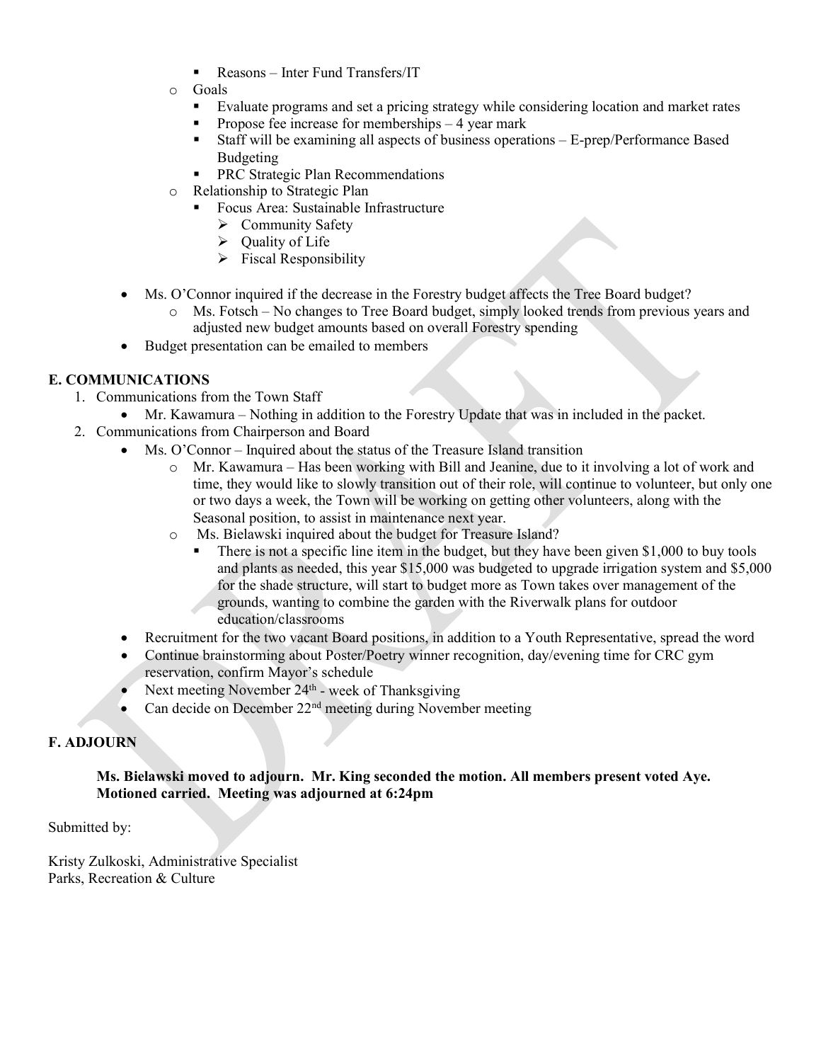- Reasons – Inter Fund Transfers/IT
- Goals
  - Evaluate programs and set a pricing strategy while considering location and market rates
  - Propose fee increase for memberships – 4 year mark
  - Staff will be examining all aspects of business operations – E-prep/Performance Based Budgeting
  - PRC Strategic Plan Recommendations
- Relationship to Strategic Plan
  - Focus Area: Sustainable Infrastructure
    - Community Safety
    - Quality of Life
    - Fiscal Responsibility

- Ms. O'Connor inquired if the decrease in the Forestry budget affects the Tree Board budget?
  - Ms. Fotsch – No changes to Tree Board budget, simply looked trends from previous years and adjusted new budget amounts based on overall Forestry spending
- Budget presentation can be emailed to members

## E. COMMUNICATIONS

1. Communications from the Town Staff
   - Mr. Kawamura – Nothing in addition to the Forestry Update that was in included in the packet.
2. Communications from Chairperson and Board
   - Ms. O'Connor – Inquired about the status of the Treasure Island transition
     - Mr. Kawamura – Has been working with Bill and Jeanine, due to it involving a lot of work and time, they would like to slowly transition out of their role, will continue to volunteer, but only one or two days a week, the Town will be working on getting other volunteers, along with the Seasonal position, to assist in maintenance next year.
     - Ms. Bielawski inquired about the budget for Treasure Island?
       - There is not a specific line item in the budget, but they have been given $1,000 to buy tools and plants as needed, this year $15,000 was budgeted to upgrade irrigation system and $5,000 for the shade structure, will start to budget more as Town takes over management of the grounds, wanting to combine the garden with the Riverwalk plans for outdoor education/classrooms
   - Recruitment for the two vacant Board positions, in addition to a Youth Representative, spread the word
   - Continue brainstorming about Poster/Poetry winner recognition, day/evening time for CRC gym reservation, confirm Mayor's schedule
   - Next meeting November 24th - week of Thanksgiving
   - Can decide on December 22nd meeting during November meeting

## F. ADJOURN

**Ms. Bielawski moved to adjourn. Mr. King seconded the motion. All members present voted Aye. Motioned carried. Meeting was adjourned at 6:24pm**

Submitted by:

Kristy Zulkoski, Administrative Specialist
Parks, Recreation & Culture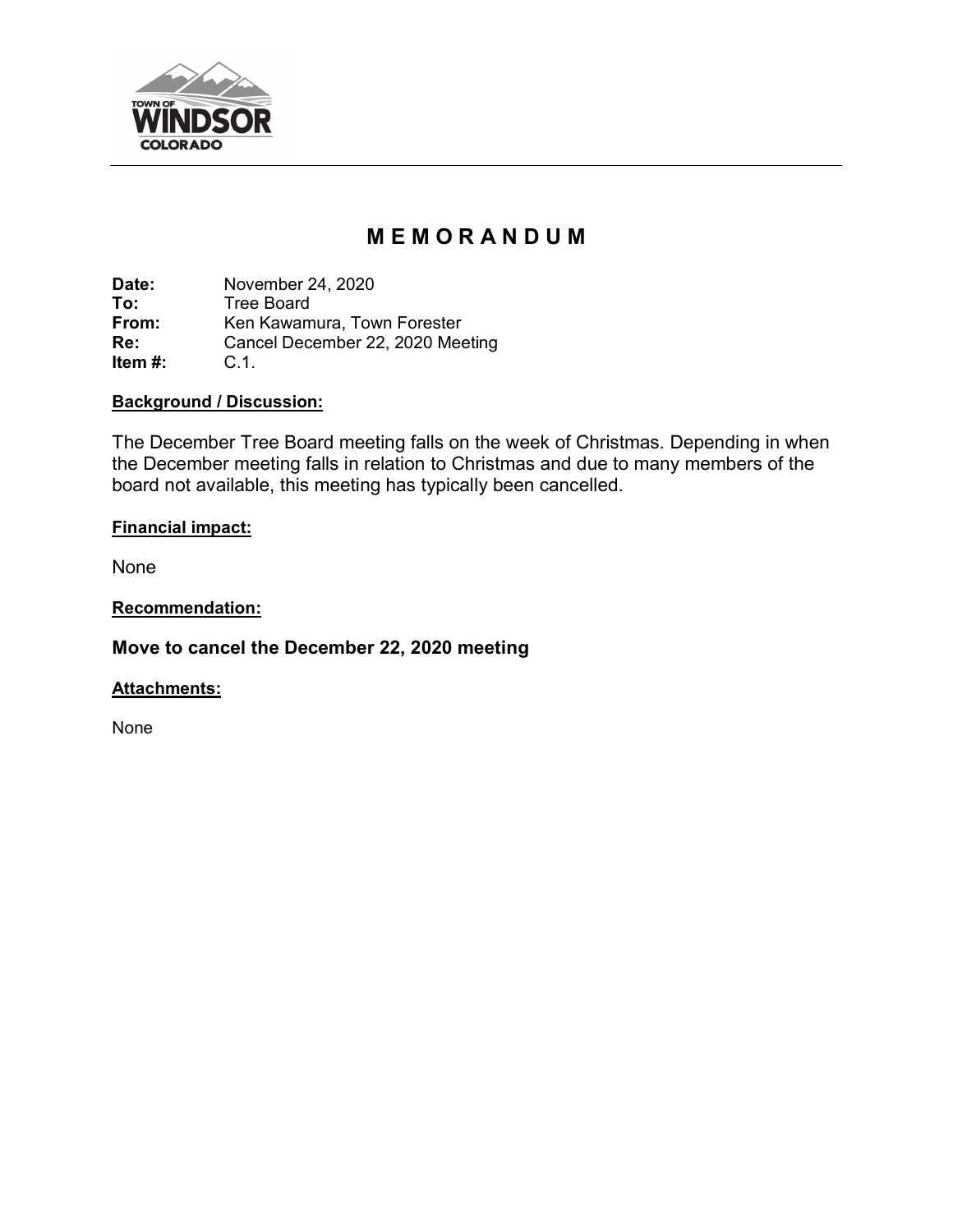TOWN OF WINDSOR COLORADO

# M E M O R A N D U M

**Date:** November 24, 2020
**To:** Tree Board
**From:** Ken Kawamura, Town Forester
**Re:** Cancel December 22, 2020 Meeting
**Item #:** C.1.

**Background / Discussion:**

The December Tree Board meeting falls on the week of Christmas. Depending in when the December meeting falls in relation to Christmas and due to many members of the board not available, this meeting has typically been cancelled.

**Financial impact:**

None

**Recommendation:**

**Move to cancel the December 22, 2020 meeting**

**Attachments:**

None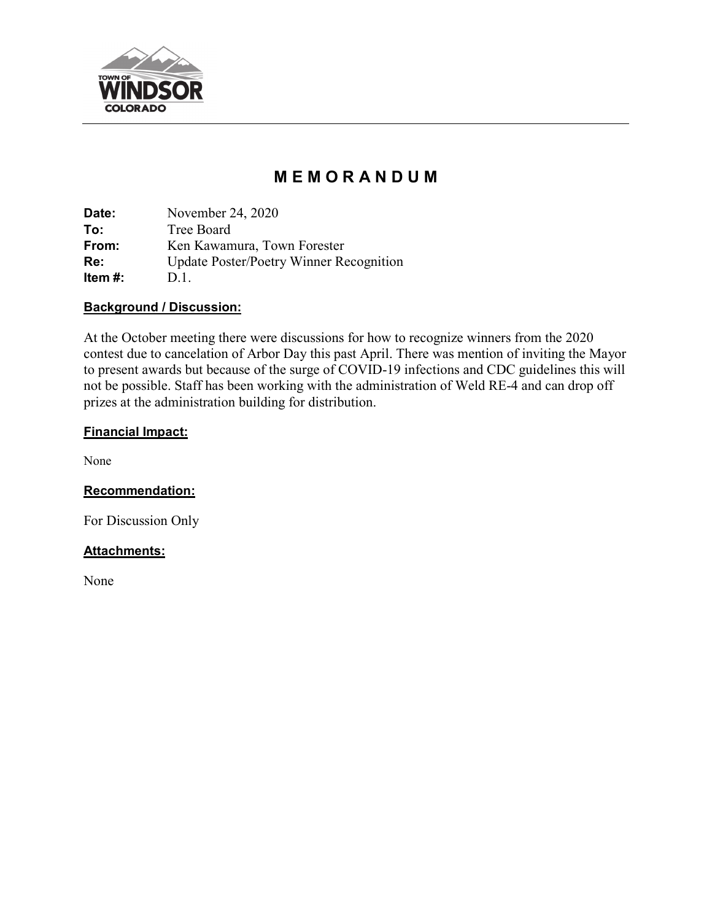# M E M O R A N D U M

**Date:** November 24, 2020
**To:** Tree Board
**From:** Ken Kawamura, Town Forester
**Re:** Update Poster/Poetry Winner Recognition
**Item #:** D.1.

## Background / Discussion:

At the October meeting there were discussions for how to recognize winners from the 2020 contest due to cancelation of Arbor Day this past April. There was mention of inviting the Mayor to present awards but because of the surge of COVID-19 infections and CDC guidelines this will not be possible. Staff has been working with the administration of Weld RE-4 and can drop off prizes at the administration building for distribution.

## Financial Impact:

None

## Recommendation:

For Discussion Only

## Attachments:

None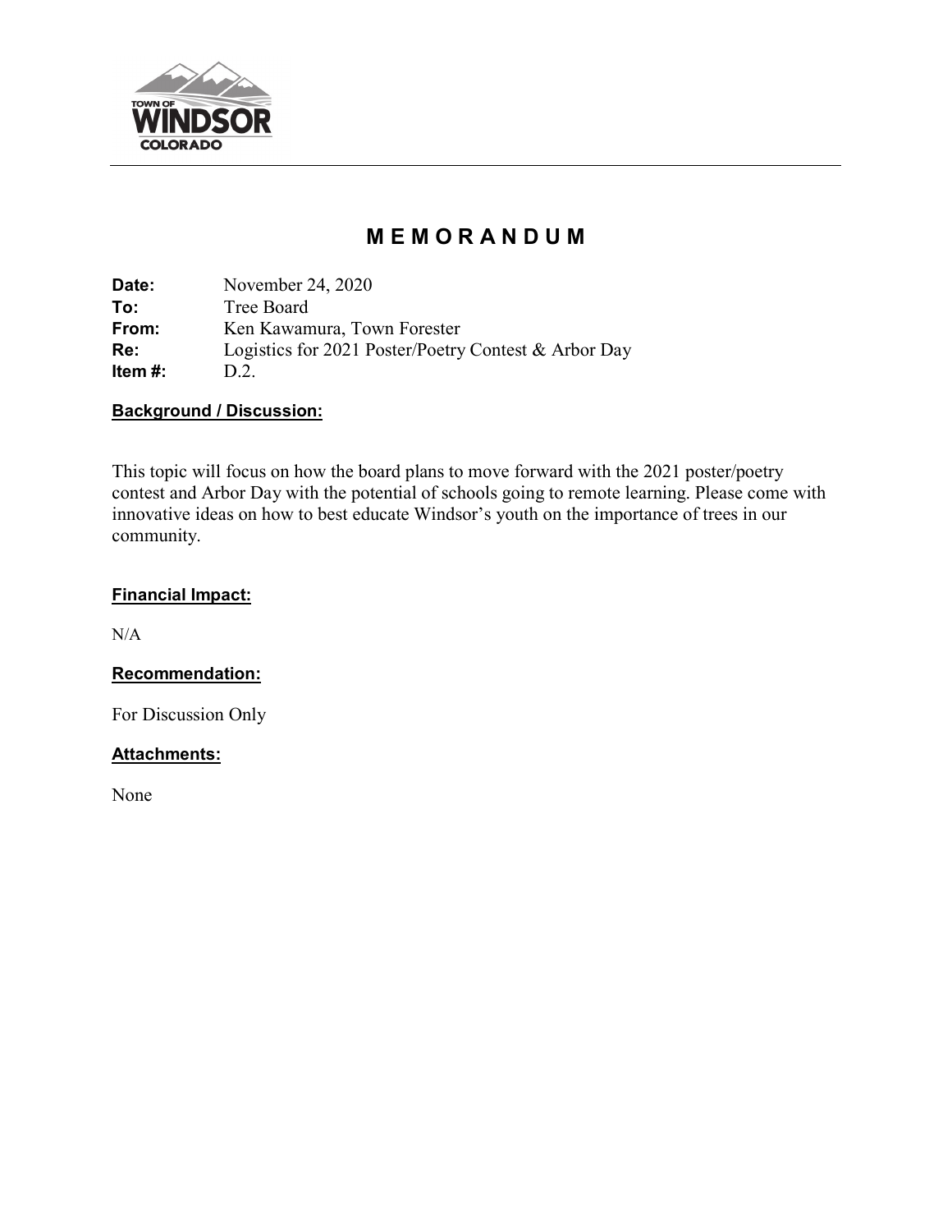TOWN OF
WINDSOR
COLORADO

# MEMORANDUM

**Date:** November 24, 2020
**To:** Tree Board
**From:** Ken Kawamura, Town Forester
**Re:** Logistics for 2021 Poster/Poetry Contest & Arbor Day
**Item #:** D.2.

**Background / Discussion:**

This topic will focus on how the board plans to move forward with the 2021 poster/poetry contest and Arbor Day with the potential of schools going to remote learning. Please come with innovative ideas on how to best educate Windsor's youth on the importance of trees in our community.

**Financial Impact:**

N/A

**Recommendation:**

For Discussion Only

**Attachments:**

None